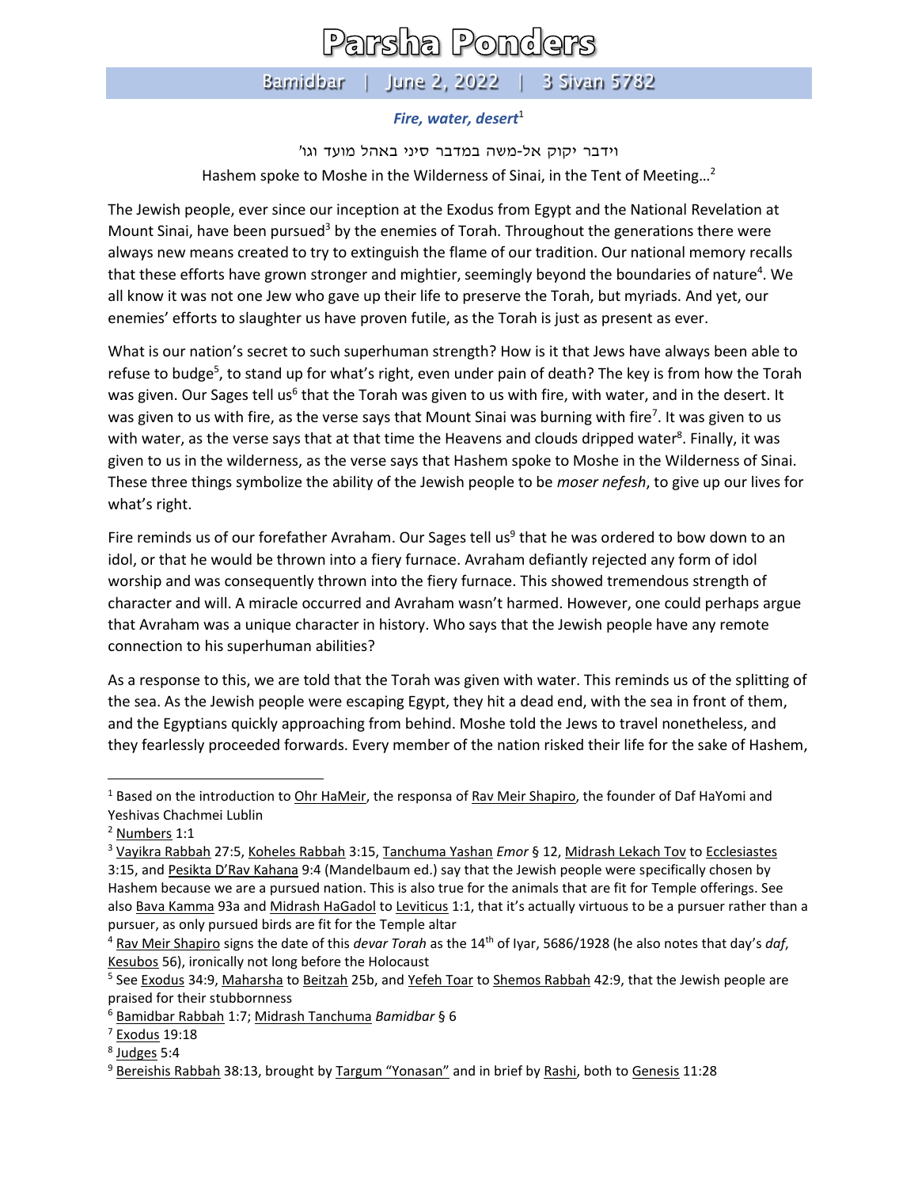# Parsha Ponders

## Bamidbar | June 2, 2022 | 3 Sivan 5782

### *Fire, water, desert*[1]

וידבר יקוק אל-משה במדבר סיני באהל מועד וגו'

Hashem spoke to Moshe in the Wilderness of Sinai, in the Tent of Meeting…[2]

The Jewish people, ever since our inception at the Exodus from Egypt and the National Revelation at Mount Sinai, have been pursued[3] by the enemies of Torah. Throughout the generations there were always new means created to try to extinguish the flame of our tradition. Our national memory recalls that these efforts have grown stronger and mightier, seemingly beyond the boundaries of nature[4]. We all know it was not one Jew who gave up their life to preserve the Torah, but myriads. And yet, our enemies' efforts to slaughter us have proven futile, as the Torah is just as present as ever.

What is our nation's secret to such superhuman strength? How is it that Jews have always been able to refuse to budge[5], to stand up for what's right, even under pain of death? The key is from how the Torah was given. Our Sages tell us[6] that the Torah was given to us with fire, with water, and in the desert. It was given to us with fire, as the verse says that Mount Sinai was burning with fire[7]. It was given to us with water, as the verse says that at that time the Heavens and clouds dripped water[8]. Finally, it was given to us in the wilderness, as the verse says that Hashem spoke to Moshe in the Wilderness of Sinai. These three things symbolize the ability of the Jewish people to be *moser nefesh*, to give up our lives for what's right.

Fire reminds us of our forefather Avraham. Our Sages tell us[9] that he was ordered to bow down to an idol, or that he would be thrown into a fiery furnace. Avraham defiantly rejected any form of idol worship and was consequently thrown into the fiery furnace. This showed tremendous strength of character and will. A miracle occurred and Avraham wasn't harmed. However, one could perhaps argue that Avraham was a unique character in history. Who says that the Jewish people have any remote connection to his superhuman abilities?

As a response to this, we are told that the Torah was given with water. This reminds us of the splitting of the sea. As the Jewish people were escaping Egypt, they hit a dead end, with the sea in front of them, and the Egyptians quickly approaching from behind. Moshe told the Jews to travel nonetheless, and they fearlessly proceeded forwards. Every member of the nation risked their life for the sake of Hashem,

---

[1] Based on the introduction to Ohr HaMeir, the responsa of Rav Meir Shapiro, the founder of Daf HaYomi and Yeshivas Chachmei Lublin

[2] Numbers 1:1

[3] Vayikra Rabbah 27:5, Koheles Rabbah 3:15, Tanchuma Yashan *Emor* § 12, Midrash Lekach Tov to Ecclesiastes 3:15, and Pesikta D'Rav Kahana 9:4 (Mandelbaum ed.) say that the Jewish people were specifically chosen by Hashem because we are a pursued nation. This is also true for the animals that are fit for Temple offerings. See also Bava Kamma 93a and Midrash HaGadol to Leviticus 1:1, that it's actually virtuous to be a pursuer rather than a pursuer, as only pursued birds are fit for the Temple altar

[4] Rav Meir Shapiro signs the date of this *devar Torah* as the 14th of Iyar, 5686/1928 (he also notes that day's *daf*, Kesubos 56), ironically not long before the Holocaust

[5] See Exodus 34:9, Maharsha to Beitzah 25b, and Yefeh Toar to Shemos Rabbah 42:9, that the Jewish people are praised for their stubbornness

[6] Bamidbar Rabbah 1:7; Midrash Tanchuma *Bamidbar* § 6

[7] Exodus 19:18

[8] Judges 5:4

[9] Bereishis Rabbah 38:13, brought by Targum "Yonasan" and in brief by Rashi, both to Genesis 11:28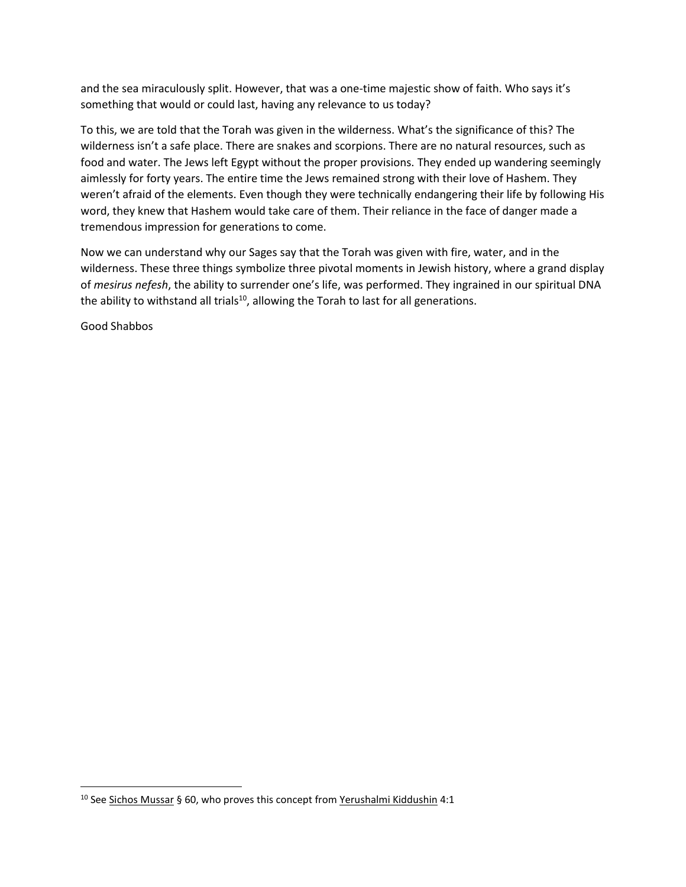and the sea miraculously split. However, that was a one-time majestic show of faith. Who says it's something that would or could last, having any relevance to us today?

To this, we are told that the Torah was given in the wilderness. What's the significance of this? The wilderness isn't a safe place. There are snakes and scorpions. There are no natural resources, such as food and water. The Jews left Egypt without the proper provisions. They ended up wandering seemingly aimlessly for forty years. The entire time the Jews remained strong with their love of Hashem. They weren't afraid of the elements. Even though they were technically endangering their life by following His word, they knew that Hashem would take care of them. Their reliance in the face of danger made a tremendous impression for generations to come.

Now we can understand why our Sages say that the Torah was given with fire, water, and in the wilderness. These three things symbolize three pivotal moments in Jewish history, where a grand display of *mesirus nefesh*, the ability to surrender one's life, was performed. They ingrained in our spiritual DNA the ability to withstand all trials[10], allowing the Torah to last for all generations.

Good Shabbos

---

[10] See Sichos Mussar § 60, who proves this concept from Yerushalmi Kiddushin 4:1